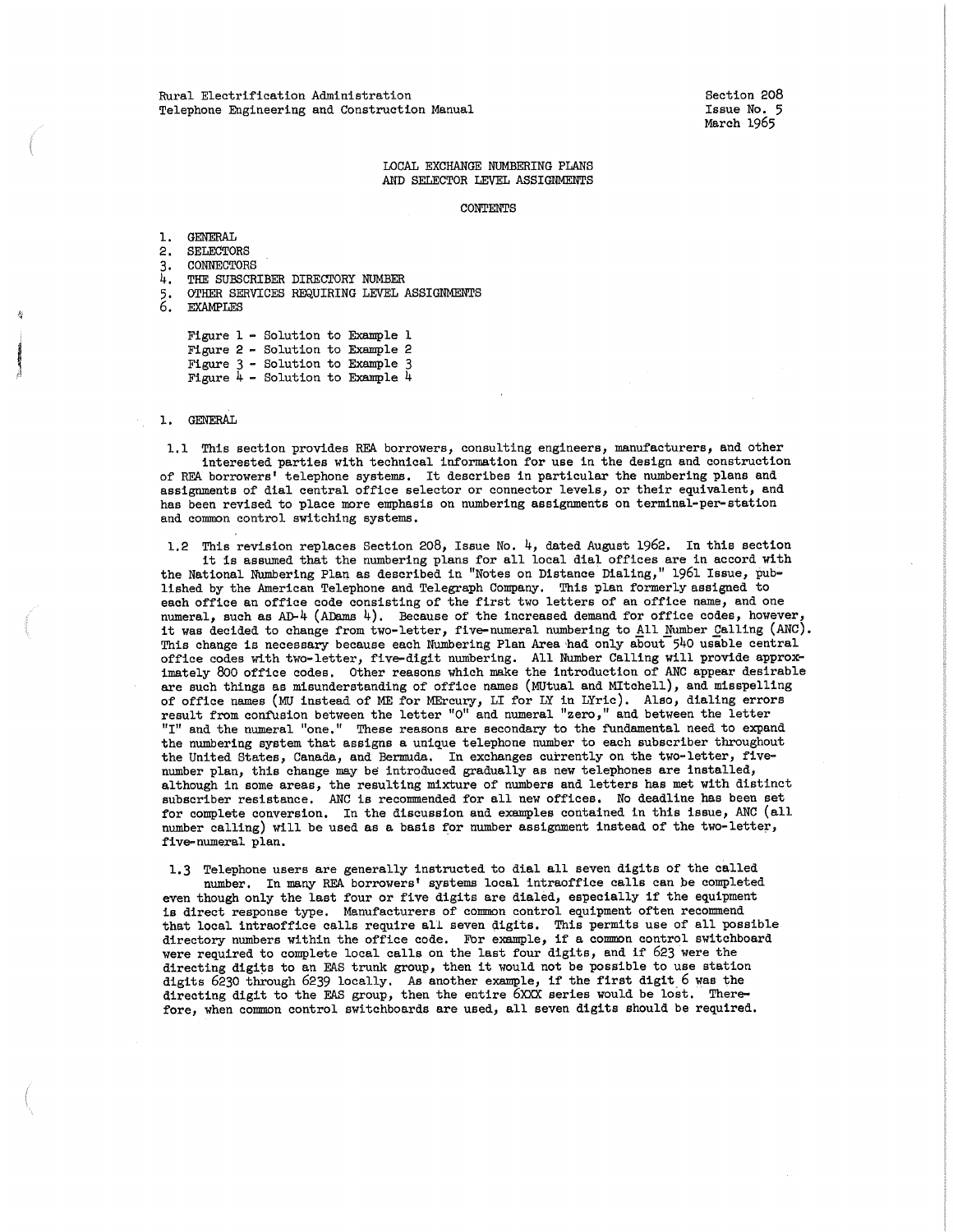Rural Electrification Administration
Telephone Engineering and Construction Manual

Section 208
Issue No. 5
March 1965

# LOCAL EXCHANGE NUMBERING PLANS AND SELECTOR LEVEL ASSIGNMENTS

## CONTENTS

1. GENERAL
2. SELECTORS
3. CONNECTORS
4. THE SUBSCRIBER DIRECTORY NUMBER
5. OTHER SERVICES REQUIRING LEVEL ASSIGNMENTS
6. EXAMPLES

Figure 1 - Solution to Example 1
Figure 2 - Solution to Example 2
Figure 3 - Solution to Example 3
Figure 4 - Solution to Example 4

## 1. GENERAL

1.1 This section provides REA borrowers, consulting engineers, manufacturers, and other interested parties with technical information for use in the design and construction of REA borrowers' telephone systems. It describes in particular the numbering plans and assignments of dial central office selector or connector levels, or their equivalent, and has been revised to place more emphasis on numbering assignments on terminal-per-station and common control switching systems.

1.2 This revision replaces Section 208, Issue No. 4, dated August 1962. In this section it is assumed that the numbering plans for all local dial offices are in accord with the National Numbering Plan as described in "Notes on Distance Dialing," 1961 Issue, published by the American Telephone and Telegraph Company. This plan formerly assigned to each office an office code consisting of the first two letters of an office name, and one numeral, such as AD-4 (ADams 4). Because of the increased demand for office codes, however, it was decided to change from two-letter, five-numeral numbering to All Number Calling (ANC). This change is necessary because each Numbering Plan Area had only about 540 usable central office codes with two-letter, five-digit numbering. All Number Calling will provide approximately 800 office codes. Other reasons which make the introduction of ANC appear desirable are such things as misunderstanding of office names (MUtual and MItchell), and misspelling of office names (MU instead of ME for MErcury, LI for LY in LYric). Also, dialing errors result from confusion between the letter "O" and numeral "zero," and between the letter "I" and the numeral "one." These reasons are secondary to the fundamental need to expand the numbering system that assigns a unique telephone number to each subscriber throughout the United States, Canada, and Bermuda. In exchanges currently on the two-letter, five-number plan, this change may be introduced gradually as new telephones are installed, although in some areas, the resulting mixture of numbers and letters has met with distinct subscriber resistance. ANC is recommended for all new offices. No deadline has been set for complete conversion. In the discussion and examples contained in this issue, ANC (all number calling) will be used as a basis for number assignment instead of the two-letter, five-numeral plan.

1.3 Telephone users are generally instructed to dial all seven digits of the called number. In many REA borrowers' systems local intraoffice calls can be completed even though only the last four or five digits are dialed, especially if the equipment is direct response type. Manufacturers of common control equipment often recommend that local intraoffice calls require all seven digits. This permits use of all possible directory numbers within the office code. For example, if a common control switchboard were required to complete local calls on the last four digits, and if 623 were the directing digits to an EAS trunk group, then it would not be possible to use station digits 6230 through 6239 locally. As another example, if the first digit 6 was the directing digit to the EAS group, then the entire 6XXX series would be lost. Therefore, when common control switchboards are used, all seven digits should be required.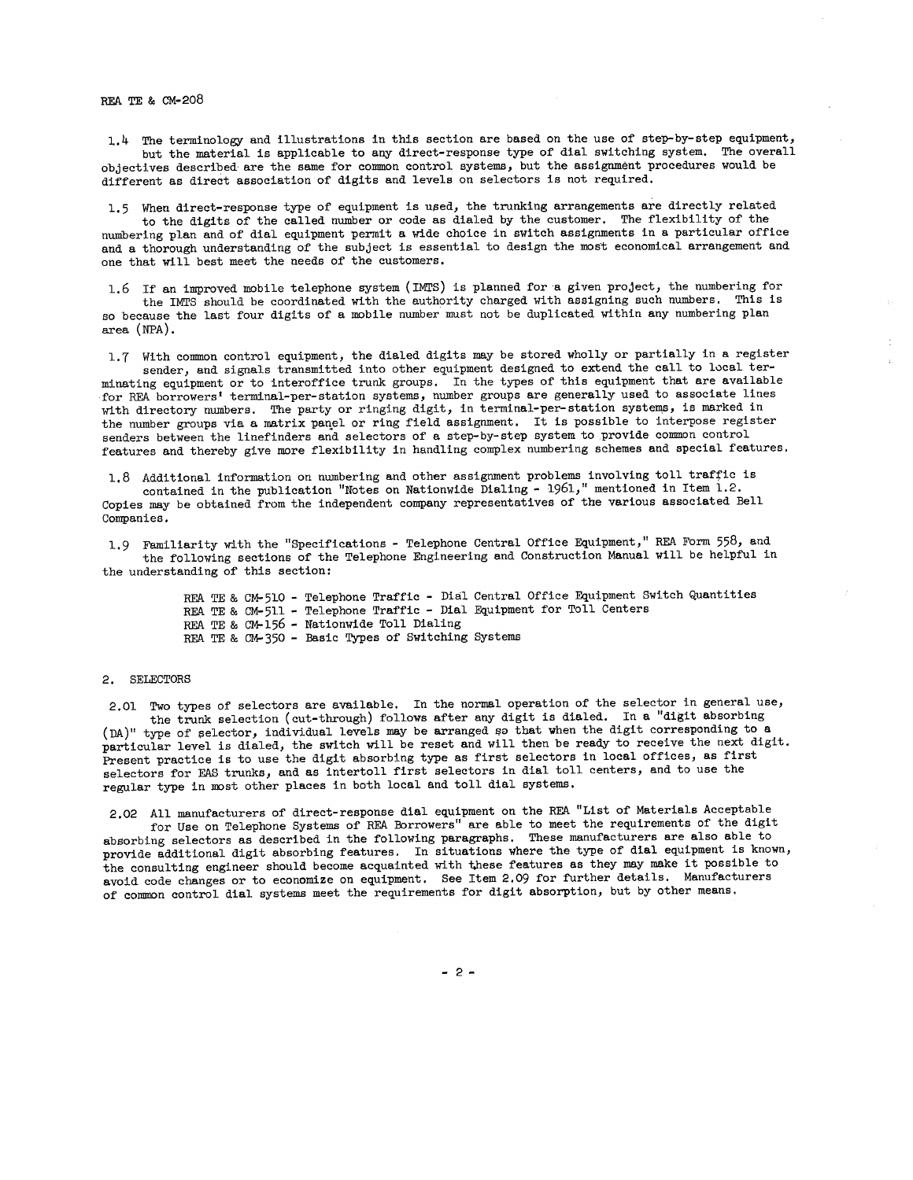1.4 The terminology and illustrations in this section are based on the use of step-by-step equipment, but the material is applicable to any direct-response type of dial switching system. The overall objectives described are the same for common control systems, but the assignment procedures would be different as direct association of digits and levels on selectors is not required.

1.5 When direct-response type of equipment is used, the trunking arrangements are directly related to the digits of the called number or code as dialed by the customer. The flexibility of the numbering plan and of dial equipment permit a wide choice in switch assignments in a particular office and a thorough understanding of the subject is essential to design the most economical arrangement and one that will best meet the needs of the customers.

1.6 If an improved mobile telephone system (IMTS) is planned for a given project, the numbering for the IMTS should be coordinated with the authority charged with assigning such numbers. This is so because the last four digits of a mobile number must not be duplicated within any numbering plan area (NPA).

1.7 With common control equipment, the dialed digits may be stored wholly or partially in a register sender, and signals transmitted into other equipment designed to extend the call to local terminating equipment or to interoffice trunk groups. In the types of this equipment that are available for REA borrowers' terminal-per-station systems, number groups are generally used to associate lines with directory numbers. The party or ringing digit, in terminal-per-station systems, is marked in the number groups via a matrix panel or ring field assignment. It is possible to interpose register senders between the linefinders and selectors of a step-by-step system to provide common control features and thereby give more flexibility in handling complex numbering schemes and special features.

1.8 Additional information on numbering and other assignment problems involving toll traffic is contained in the publication "Notes on Nationwide Dialing - 1961," mentioned in Item 1.2. Copies may be obtained from the independent company representatives of the various associated Bell Companies.

1.9 Familiarity with the "Specifications - Telephone Central Office Equipment," REA Form 558, and the following sections of the Telephone Engineering and Construction Manual will be helpful in the understanding of this section:

- REA TE & CM-510 - Telephone Traffic - Dial Central Office Equipment Switch Quantities
- REA TE & CM-511 - Telephone Traffic - Dial Equipment for Toll Centers
- REA TE & CM-156 - Nationwide Toll Dialing
- REA TE & CM-350 - Basic Types of Switching Systems

## 2. SELECTORS

2.01 Two types of selectors are available. In the normal operation of the selector in general use, the trunk selection (cut-through) follows after any digit is dialed. In a "digit absorbing (DA)" type of selector, individual levels may be arranged so that when the digit corresponding to a particular level is dialed, the switch will be reset and will then be ready to receive the next digit. Present practice is to use the digit absorbing type as first selectors in local offices, as first selectors for EAS trunks, and as intertoll first selectors in dial toll centers, and to use the regular type in most other places in both local and toll dial systems.

2.02 All manufacturers of direct-response dial equipment on the REA "List of Materials Acceptable for Use on Telephone Systems of REA Borrowers" are able to meet the requirements of the digit absorbing selectors as described in the following paragraphs. These manufacturers are also able to provide additional digit absorbing features. In situations where the type of dial equipment is known, the consulting engineer should become acquainted with these features as they may make it possible to avoid code changes or to economize on equipment. See Item 2.09 for further details. Manufacturers of common control dial systems meet the requirements for digit absorption, but by other means.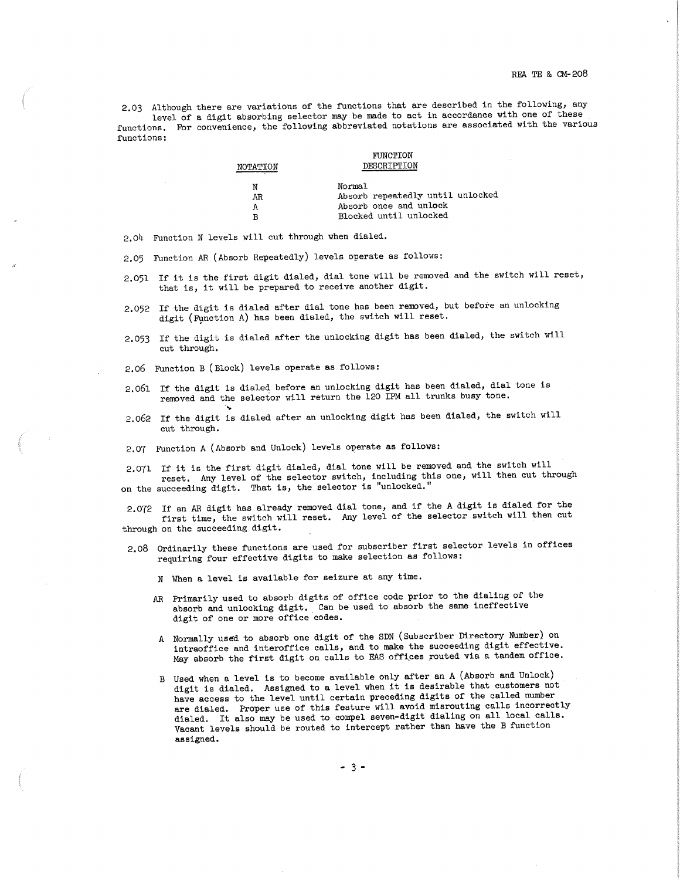2.03 Although there are variations of the functions that are described in the following, any level of a digit absorbing selector may be made to act in accordance with one of these functions. For convenience, the following abbreviated notations are associated with the various functions:

| NOTATION | FUNCTION DESCRIPTION |
|---|---|
| N | Normal |
| AR | Absorb repeatedly until unlocked |
| A | Absorb once and unlock |
| B | Blocked until unlocked |

2.04 Function N levels will cut through when dialed.

2.05 Function AR (Absorb Repeatedly) levels operate as follows:

2.051 If it is the first digit dialed, dial tone will be removed and the switch will reset, that is, it will be prepared to receive another digit.

2.052 If the digit is dialed after dial tone has been removed, but before an unlocking digit (Function A) has been dialed, the switch will reset.

2.053 If the digit is dialed after the unlocking digit has been dialed, the switch will cut through.

2.06 Function B (Block) levels operate as follows:

2.061 If the digit is dialed before an unlocking digit has been dialed, dial tone is removed and the selector will return the 120 IPM all trunks busy tone.

2.062 If the digit is dialed after an unlocking digit has been dialed, the switch will cut through.

2.07 Function A (Absorb and Unlock) levels operate as follows:

2.071 If it is the first digit dialed, dial tone will be removed and the switch will reset. Any level of the selector switch, including this one, will then cut through on the succeeding digit. That is, the selector is "unlocked."

2.072 If an AR digit has already removed dial tone, and if the A digit is dialed for the first time, the switch will reset. Any level of the selector switch will then cut through on the succeeding digit.

2.08 Ordinarily these functions are used for subscriber first selector levels in offices requiring four effective digits to make selection as follows:

- N When a level is available for seizure at any time.
- AR Primarily used to absorb digits of office code prior to the dialing of the absorb and unlocking digit. Can be used to absorb the same ineffective digit of one or more office codes.
- A Normally used to absorb one digit of the SDN (Subscriber Directory Number) on intraoffice and interoffice calls, and to make the succeeding digit effective. May absorb the first digit on calls to EAS offices routed via a tandem office.
- B Used when a level is to become available only after an A (Absorb and Unlock) digit is dialed. Assigned to a level when it is desirable that customers not have access to the level until certain preceding digits of the called number are dialed. Proper use of this feature will avoid misrouting calls incorrectly dialed. It also may be used to compel seven-digit dialing on all local calls. Vacant levels should be routed to intercept rather than have the B function assigned.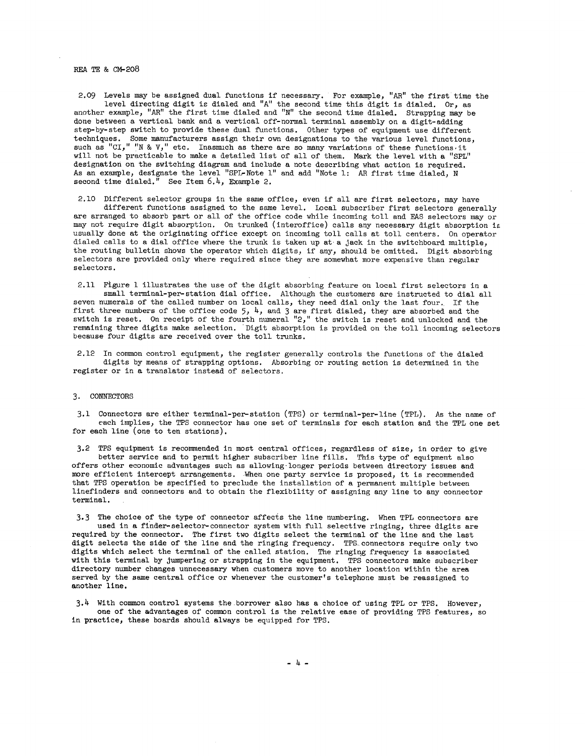2.09 Levels may be assigned dual functions if necessary. For example, "AR" the first time the level directing digit is dialed and "A" the second time this digit is dialed. Or, as another example, "AR" the first time dialed and "N" the second time dialed. Strapping may be done between a vertical bank and a vertical off-normal terminal assembly on a digit-adding step-by-step switch to provide these dual functions. Other types of equipment use different techniques. Some manufacturers assign their own designations to the various level functions, such as "CI," "N & V," etc. Inasmuch as there are so many variations of these functions it will not be practicable to make a detailed list of all of them. Mark the level with a "SPL" designation on the switching diagram and include a note describing what action is required. As an example, designate the level "SPL-Note 1" and add "Note 1: AR first time dialed, N second time dialed." See Item 6.4, Example 2.

2.10 Different selector groups in the same office, even if all are first selectors, may have different functions assigned to the same level. Local subscriber first selectors generally are arranged to absorb part or all of the office code while incoming toll and EAS selectors may or may not require digit absorption. On trunked (interoffice) calls any necessary digit absorption is usually done at the originating office except on incoming toll calls at toll centers. On operator dialed calls to a dial office where the trunk is taken up at a jack in the switchboard multiple, the routing bulletin shows the operator which digits, if any, should be omitted. Digit absorbing selectors are provided only where required since they are somewhat more expensive than regular selectors.

2.11 Figure 1 illustrates the use of the digit absorbing feature on local first selectors in a small terminal-per-station dial office. Although the customers are instructed to dial all seven numerals of the called number on local calls, they need dial only the last four. If the first three numbers of the office code 5, 4, and 3 are first dialed, they are absorbed and the switch is reset. On receipt of the fourth numeral "2," the switch is reset and unlocked and the remaining three digits make selection. Digit absorption is provided on the toll incoming selectors because four digits are received over the toll trunks.

2.12 In common control equipment, the register generally controls the functions of the dialed digits by means of strapping options. Absorbing or routing action is determined in the register or in a translator instead of selectors.

## 3. CONNECTORS

3.1 Connectors are either terminal-per-station (TPS) or terminal-per-line (TPL). As the name of each implies, the TPS connector has one set of terminals for each station and the TPL one set for each line (one to ten stations).

3.2 TPS equipment is recommended in most central offices, regardless of size, in order to give better service and to permit higher subscriber line fills. This type of equipment also offers other economic advantages such as allowing longer periods between directory issues and more efficient intercept arrangements. When one party service is proposed, it is recommended that TPS operation be specified to preclude the installation of a permanent multiple between linefinders and connectors and to obtain the flexibility of assigning any line to any connector terminal.

3.3 The choice of the type of connector affects the line numbering. When TPL connectors are used in a finder-selector-connector system with full selective ringing, three digits are required by the connector. The first two digits select the terminal of the line and the last digit selects the side of the line and the ringing frequency. TPS connectors require only two digits which select the terminal of the called station. The ringing frequency is associated with this terminal by jumpering or strapping in the equipment. TPS connectors make subscriber directory number changes unnecessary when customers move to another location within the area served by the same central office or whenever the customer's telephone must be reassigned to another line.

3.4 With common control systems the borrower also has a choice of using TPL or TPS. However, one of the advantages of common control is the relative ease of providing TPS features, so in practice, these boards should always be equipped for TPS.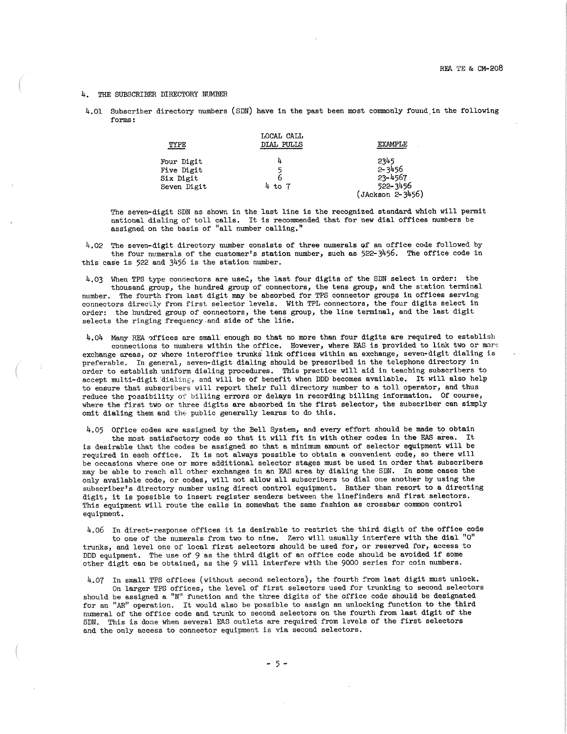## 4. THE SUBSCRIBER DIRECTORY NUMBER

4.01 Subscriber directory numbers (SDN) have in the past been most commonly found in the following forms:

| TYPE | LOCAL CALL DIAL PULLS | EXAMPLE |
|---|---|---|
| Four Digit | 4 | 2345 |
| Five Digit | 5 | 2-3456 |
| Six Digit | 6 | 23-4567 |
| Seven Digit | 4 to 7 | 522-3456 (JAckson 2-3456) |

The seven-digit SDN as shown in the last line is the recognized standard which will permit national dialing of toll calls. It is recommended that for new dial offices numbers be assigned on the basis of "all number calling."

4.02 The seven-digit directory number consists of three numerals of an office code followed by the four numerals of the customer's station number, such as 522-3456. The office code in this case is 522 and 3456 is the station number.

4.03 When TPS type connectors are used, the last four digits of the SDN select in order: the thousand group, the hundred group of connectors, the tens group, and the station terminal number. The fourth from last digit may be absorbed for TPS connector groups in offices serving connectors directly from first selector levels. With TPL connectors, the four digits select in order: the hundred group of connectors, the tens group, the line terminal, and the last digit selects the ringing frequency and side of the line.

4.04 Many REA offices are small enough so that no more than four digits are required to establish connections to numbers within the office. However, where EAS is provided to link two or more exchange areas, or where interoffice trunks link offices within an exchange, seven-digit dialing is preferable. In general, seven-digit dialing should be prescribed in the telephone directory in order to establish uniform dialing procedures. This practice will aid in teaching subscribers to accept multi-digit dialing, and will be of benefit when DDD becomes available. It will also help to ensure that subscribers will report their full directory number to a toll operator, and thus reduce the possibility of billing errors or delays in recording billing information. Of course, where the first two or three digits are absorbed in the first selector, the subscriber can simply omit dialing them and the public generally learns to do this.

4.05 Office codes are assigned by the Bell System, and every effort should be made to obtain the most satisfactory code so that it will fit in with other codes in the EAS area. It is desirable that the codes be assigned so that a minimum amount of selector equipment will be required in each office. It is not always possible to obtain a convenient code, so there will be occasions where one or more additional selector stages must be used in order that subscribers may be able to reach all other exchanges in an EAS area by dialing the SDN. In some cases the only available code, or codes, will not allow all subscribers to dial one another by using the subscriber's directory number using direct control equipment. Rather than resort to a directing digit, it is possible to insert register senders between the linefinders and first selectors. This equipment will route the calls in somewhat the same fashion as crossbar common control equipment.

4.06 In direct-response offices it is desirable to restrict the third digit of the office code to one of the numerals from two to nine. Zero will usually interfere with the dial "O" trunks, and level one of local first selectors should be used for, or reserved for, access to DDD equipment. The use of 9 as the third digit of an office code should be avoided if some other digit can be obtained, as the 9 will interfere with the 9000 series for coin numbers.

4.07 In small TPS offices (without second selectors), the fourth from last digit must unlock. On larger TPS offices, the level of first selectors used for trunking to second selectors should be assigned a "N" function and the three digits of the office code should be designated for an "AR" operation. It would also be possible to assign an unlocking function to the third numeral of the office code and trunk to second selectors on the fourth from last digit of the SDN. This is done when several EAS outlets are required from levels of the first selectors and the only access to connector equipment is via second selectors.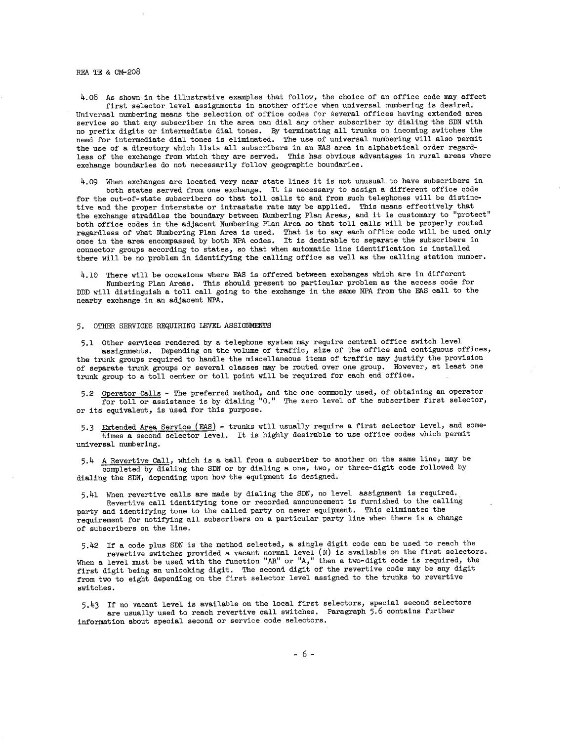4.08 As shown in the illustrative examples that follow, the choice of an office code may affect first selector level assignments in another office when universal numbering is desired. Universal numbering means the selection of office codes for several offices having extended area service so that any subscriber in the area can dial any other subscriber by dialing the SDN with no prefix digits or intermediate dial tones. By terminating all trunks on incoming switches the need for intermediate dial tones is eliminated. The use of universal numbering will also permit the use of a directory which lists all subscribers in an EAS area in alphabetical order regardless of the exchange from which they are served. This has obvious advantages in rural areas where exchange boundaries do not necessarily follow geographic boundaries.

4.09 When exchanges are located very near state lines it is not unusual to have subscribers in both states served from one exchange. It is necessary to assign a different office code for the out-of-state subscribers so that toll calls to and from such telephones will be distinctive and the proper interstate or intrastate rate may be applied. This means effectively that the exchange straddles the boundary between Numbering Plan Areas, and it is customary to "protect" both office codes in the adjacent Numbering Plan Area so that toll calls will be properly routed regardless of what Numbering Plan Area is used. That is to say each office code will be used only once in the area encompassed by both NPA codes. It is desirable to separate the subscribers in connector groups according to states, so that when automatic line identification is installed there will be no problem in identifying the calling office as well as the calling station number.

4.10 There will be occasions where EAS is offered between exchanges which are in different Numbering Plan Areas. This should present no particular problem as the access code for DDD will distinguish a toll call going to the exchange in the same NPA from the EAS call to the nearby exchange in an adjacent NPA.

## 5. OTHER SERVICES REQUIRING LEVEL ASSIGNMENTS

5.1 Other services rendered by a telephone system may require central office switch level assignments. Depending on the volume of traffic, size of the office and contiguous offices, the trunk groups required to handle the miscellaneous items of traffic may justify the provision of separate trunk groups or several classes may be routed over one group. However, at least one trunk group to a toll center or toll point will be required for each end office.

5.2 Operator Calls - The preferred method, and the one commonly used, of obtaining an operator for toll or assistance is by dialing "0." The zero level of the subscriber first selector, or its equivalent, is used for this purpose.

5.3 Extended Area Service (EAS) - trunks will usually require a first selector level, and sometimes a second selector level. It is highly desirable to use office codes which permit universal numbering.

5.4 A Revertive Call, which is a call from a subscriber to another on the same line, may be completed by dialing the SDN or by dialing a one, two, or three-digit code followed by dialing the SDN, depending upon how the equipment is designed.

5.41 When revertive calls are made by dialing the SDN, no level assignment is required. Revertive call identifying tone or recorded announcement is furnished to the calling party and identifying tone to the called party on newer equipment. This eliminates the requirement for notifying all subscribers on a particular party line when there is a change of subscribers on the line.

5.42 If a code plus SDN is the method selected, a single digit code can be used to reach the revertive switches provided a vacant normal level (N) is available on the first selectors. When a level must be used with the function "AR" or "A," then a two-digit code is required, the first digit being an unlocking digit. The second digit of the revertive code may be any digit from two to eight depending on the first selector level assigned to the trunks to revertive switches.

5.43 If no vacant level is available on the local first selectors, special second selectors are usually used to reach revertive call switches. Paragraph 5.6 contains further information about special second or service code selectors.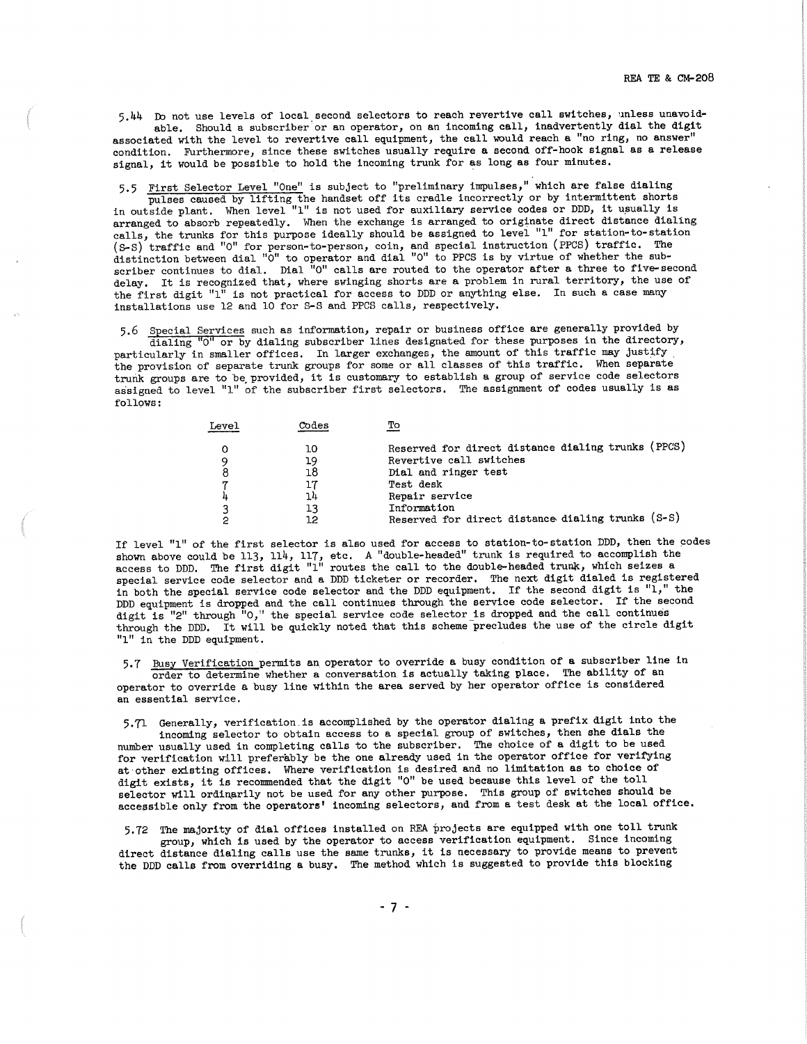5.44 Do not use levels of local second selectors to reach revertive call switches, unless unavoidable. Should a subscriber or an operator, on an incoming call, inadvertently dial the digit associated with the level to revertive call equipment, the call would reach a "no ring, no answer" condition. Furthermore, since these switches usually require a second off-hook signal as a release signal, it would be possible to hold the incoming trunk for as long as four minutes.

5.5 First Selector Level "One" is subject to "preliminary impulses," which are false dialing pulses caused by lifting the handset off its cradle incorrectly or by intermittent shorts in outside plant. When level "1" is not used for auxiliary service codes or DDD, it usually is arranged to absorb repeatedly. When the exchange is arranged to originate direct distance dialing calls, the trunks for this purpose ideally should be assigned to level "1" for station-to-station (S-S) traffic and "0" for person-to-person, coin, and special instruction (PPCS) traffic. The distinction between dial "0" to operator and dial "0" to PPCS is by virtue of whether the subscriber continues to dial. Dial "0" calls are routed to the operator after a three to five-second delay. It is recognized that, where swinging shorts are a problem in rural territory, the use of the first digit "1" is not practical for access to DDD or anything else. In such a case many installations use 12 and 10 for S-S and PPCS calls, respectively.

5.6 Special Services such as information, repair or business office are generally provided by dialing "0" or by dialing subscriber lines designated for these purposes in the directory, particularly in smaller offices. In larger exchanges, the amount of this traffic may justify the provision of separate trunk groups for some or all classes of this traffic. When separate trunk groups are to be provided, it is customary to establish a group of service code selectors assigned to level "1" of the subscriber first selectors. The assignment of codes usually is as follows:

| Level | Codes | To |
|---|---|---|
| 0 | 10 | Reserved for direct distance dialing trunks (PPCS) |
| 9 | 19 | Revertive call switches |
| 8 | 18 | Dial and ringer test |
| 7 | 17 | Test desk |
| 4 | 14 | Repair service |
| 3 | 13 | Information |
| 2 | 12 | Reserved for direct distance dialing trunks (S-S) |

If level "1" of the first selector is also used for access to station-to-station DDD, then the codes shown above could be 113, 114, 117, etc. A "double-headed" trunk is required to accomplish the access to DDD. The first digit "1" routes the call to the double-headed trunk, which seizes a special service code selector and a DDD ticketer or recorder. The next digit dialed is registered in both the special service code selector and the DDD equipment. If the second digit is "1," the DDD equipment is dropped and the call continues through the service code selector. If the second digit is "2" through "0," the special service code selector is dropped and the call continues through the DDD. It will be quickly noted that this scheme precludes the use of the circle digit "1" in the DDD equipment.

5.7 Busy Verification permits an operator to override a busy condition of a subscriber line in order to determine whether a conversation is actually taking place. The ability of an operator to override a busy line within the area served by her operator office is considered an essential service.

5.71 Generally, verification is accomplished by the operator dialing a prefix digit into the incoming selector to obtain access to a special group of switches, then she dials the number usually used in completing calls to the subscriber. The choice of a digit to be used for verification will preferably be the one already used in the operator office for verifying at other existing offices. Where verification is desired and no limitation as to choice of digit exists, it is recommended that the digit "0" be used because this level of the toll selector will ordinarily not be used for any other purpose. This group of switches should be accessible only from the operators' incoming selectors, and from a test desk at the local office.

5.72 The majority of dial offices installed on REA projects are equipped with one toll trunk group, which is used by the operator to access verification equipment. Since incoming direct distance dialing calls use the same trunks, it is necessary to provide means to prevent the DDD calls from overriding a busy. The method which is suggested to provide this blocking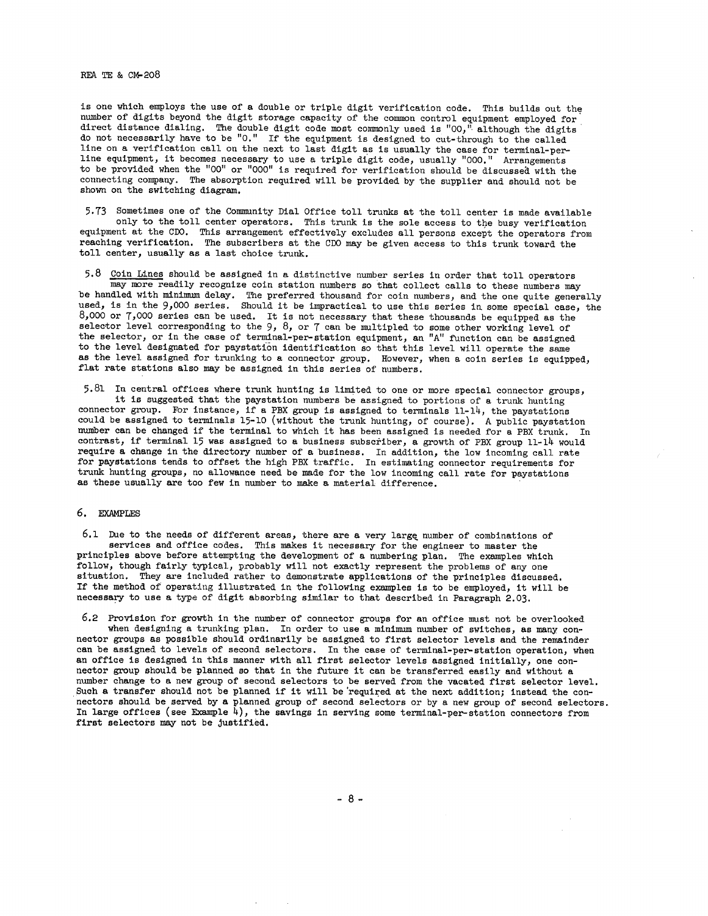is one which employs the use of a double or triple digit verification code. This builds out the number of digits beyond the digit storage capacity of the common control equipment employed for direct distance dialing. The double digit code most commonly used is "00," although the digits do not necessarily have to be "0." If the equipment is designed to cut-through to the called line on a verification call on the next to last digit as is usually the case for terminal-per-line equipment, it becomes necessary to use a triple digit code, usually "000." Arrangements to be provided when the "00" or "000" is required for verification should be discussed with the connecting company. The absorption required will be provided by the supplier and should not be shown on the switching diagram.

5.73 Sometimes one of the Community Dial Office toll trunks at the toll center is made available only to the toll center operators. This trunk is the sole access to the busy verification equipment at the CDO. This arrangement effectively excludes all persons except the operators from reaching verification. The subscribers at the CDO may be given access to this trunk toward the toll center, usually as a last choice trunk.

5.8 Coin Lines should be assigned in a distinctive number series in order that toll operators may more readily recognize coin station numbers so that collect calls to these numbers may be handled with minimum delay. The preferred thousand for coin numbers, and the one quite generally used, is in the 9,000 series. Should it be impractical to use this series in some special case, the 8,000 or 7,000 series can be used. It is not necessary that these thousands be equipped as the selector level corresponding to the 9, 8, or 7 can be multipled to some other working level of the selector, or in the case of terminal-per-station equipment, an "A" function can be assigned to the level designated for paystation identification so that this level will operate the same as the level assigned for trunking to a connector group. However, when a coin series is equipped, flat rate stations also may be assigned in this series of numbers.

5.81 In central offices where trunk hunting is limited to one or more special connector groups, it is suggested that the paystation numbers be assigned to portions of a trunk hunting connector group. For instance, if a PBX group is assigned to terminals 11-14, the paystations could be assigned to terminals 15-10 (without the trunk hunting, of course). A public paystation number can be changed if the terminal to which it has been assigned is needed for a PBX trunk. In contrast, if terminal 15 was assigned to a business subscriber, a growth of PBX group 11-14 would require a change in the directory number of a business. In addition, the low incoming call rate for paystations tends to offset the high PBX traffic. In estimating connector requirements for trunk hunting groups, no allowance need be made for the low incoming call rate for paystations as these usually are too few in number to make a material difference.

## 6. EXAMPLES

6.1 Due to the needs of different areas, there are a very large number of combinations of services and office codes. This makes it necessary for the engineer to master the principles above before attempting the development of a numbering plan. The examples which follow, though fairly typical, probably will not exactly represent the problems of any one situation. They are included rather to demonstrate applications of the principles discussed. If the method of operating illustrated in the following examples is to be employed, it will be necessary to use a type of digit absorbing similar to that described in Paragraph 2.03.

6.2 Provision for growth in the number of connector groups for an office must not be overlooked when designing a trunking plan. In order to use a minimum number of switches, as many connector groups as possible should ordinarily be assigned to first selector levels and the remainder can be assigned to levels of second selectors. In the case of terminal-per-station operation, when an office is designed in this manner with all first selector levels assigned initially, one connector group should be planned so that in the future it can be transferred easily and without a number change to a new group of second selectors to be served from the vacated first selector level. Such a transfer should not be planned if it will be required at the next addition; instead the connectors should be served by a planned group of second selectors or by a new group of second selectors. In large offices (see Example 4), the savings in serving some terminal-per-station connectors from first selectors may not be justified.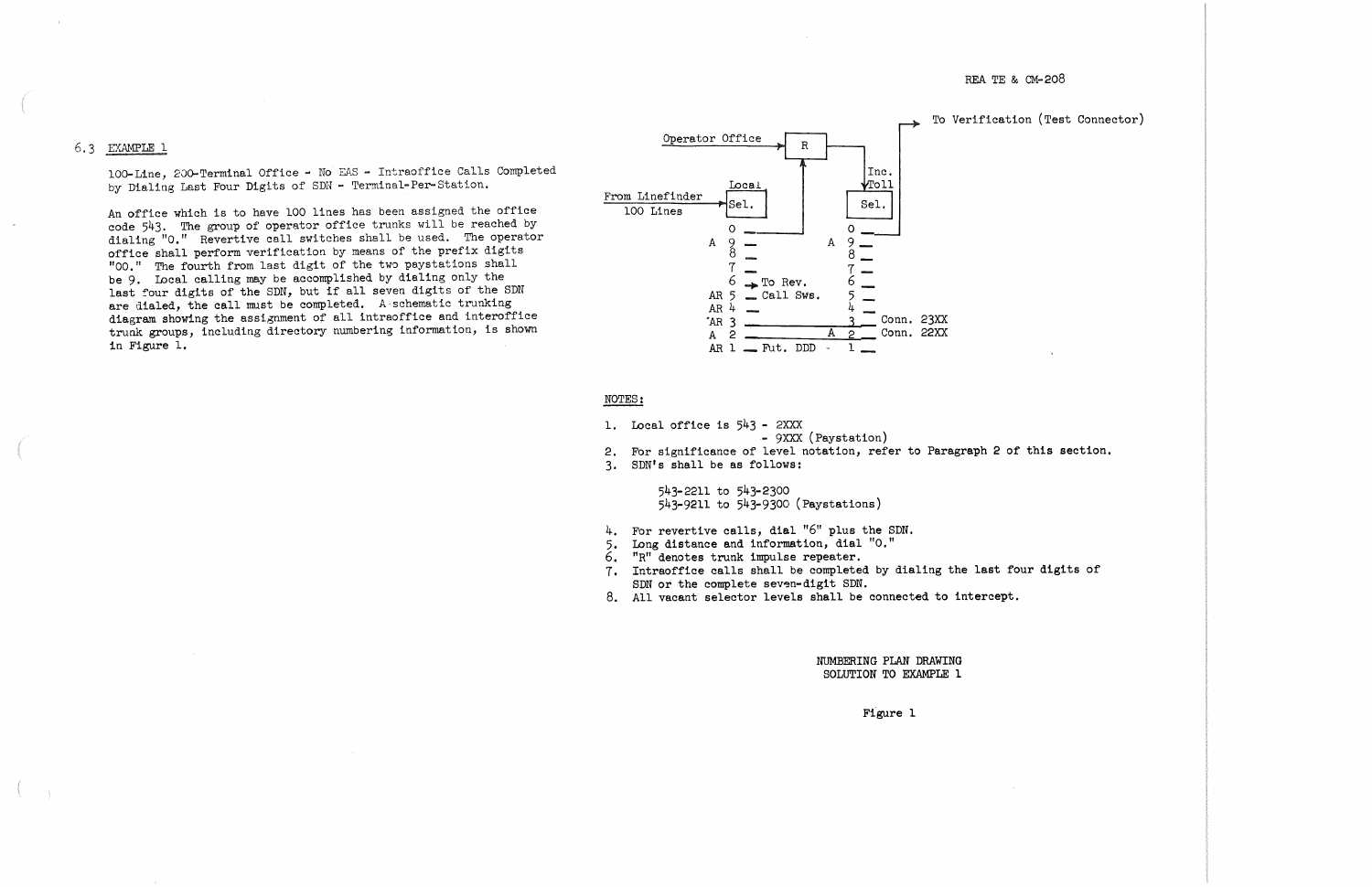### 6.3 EXAMPLE 1

100-Line, 200-Terminal Office - No EAS - Intraoffice Calls Completed by Dialing Last Four Digits of SDN - Terminal-Per-Station.

An office which is to have 100 lines has been assigned the office code 543. The group of operator office trunks will be reached by dialing "0." Revertive call switches shall be used. The operator office shall perform verification by means of the prefix digits "00." The fourth from last digit of the two paystations shall be 9. Local calling may be accomplished by dialing only the last four digits of the SDN, but if all seven digits of the SDN are dialed, the call must be completed. A schematic trunking diagram showing the assignment of all intraoffice and interoffice trunk groups, including directory numbering information, is shown in Figure 1.

```
                                                         ┌──► To Verification (Test Connector)
                   Operator Office ──►[ R ]───┐          │
                                        ▲      │ Inc.     │
                          Local         │      ▼ Toll     │
From Linefinder ──►[Sel.]               │    [Sel.]       │
   100 Lines                            │                 │
                     0 ─────────────────┘      0 ─────────┘
                   A 9 ─                     A 9 ─
                     8 ─                       8 ─
                     7 ─                       7 ─
                     6 ─► To Rev.              6 ─
                  AR 5 ─  Call Sws.            5 ─
                  AR 4 ─                       4 ─
                  AR 3 ─────────────────────── 3 ─ Conn. 23XX
                   A 2 ─────────────────────A 2 ─ Conn. 22XX
                  AR 1 ─ Fut. DDD -            1 ─
```

NOTES:

1. Local office is 543 - 2XXX
   - 9XXX (Paystation)
2. For significance of level notation, refer to Paragraph 2 of this section.
3. SDN's shall be as follows:

   543-2211 to 543-2300
   543-9211 to 543-9300 (Paystations)

4. For revertive calls, dial "6" plus the SDN.
5. Long distance and information, dial "0."
6. "R" denotes trunk impulse repeater.
7. Intraoffice calls shall be completed by dialing the last four digits of SDN or the complete seven-digit SDN.
8. All vacant selector levels shall be connected to intercept.

NUMBERING PLAN DRAWING
SOLUTION TO EXAMPLE 1

Figure 1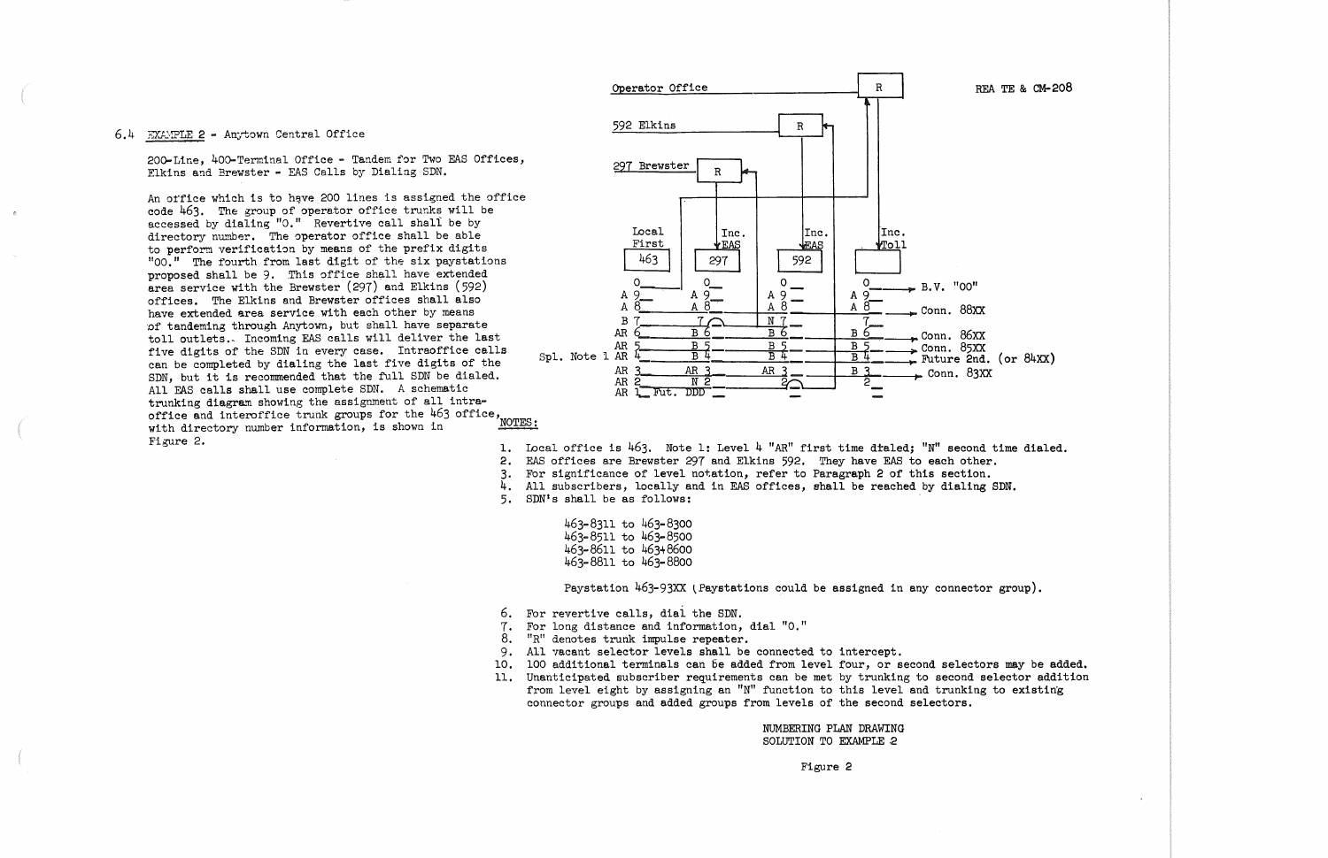### 6.4 EXAMPLE 2 - Anytown Central Office

200-Line, 400-Terminal Office - Tandem for Two EAS Offices, Elkins and Brewster - EAS Calls by Dialing SDN.

An office which is to have 200 lines is assigned the office code 463. The group of operator office trunks will be accessed by dialing "0." Revertive call shall be by directory number. The operator office shall be able to perform verification by means of the prefix digits "00." The fourth from last digit of the six paystations proposed shall be 9. This office shall have extended area service with the Brewster (297) and Elkins (592) offices. The Elkins and Brewster offices shall also have extended area service with each other by means of tandeming through Anytown, but shall have separate toll outlets. Incoming EAS calls will deliver the last five digits of the SDN in every case. Intraoffice calls can be completed by dialing the last five digits of the SDN, but it is recommended that the full SDN be dialed. All EAS calls shall use complete SDN. A schematic trunking diagram showing the assignment of all intraoffice and interoffice trunk groups for the 463 office, with directory number information, is shown in Figure 2.

Operator Office — R
592 Elkins — R
297 Brewster — R

| Local First 463 | Inc. EAS 297 | Inc. EAS 592 | Inc. Toll | |
|---|---|---|---|---|
| 0 | 0 | 0 | 0 | B.V. "00" |
| A 9 | A 9 | A 9 | A 9 | |
| A 8 | A 8 | A 8 | A 8 | Conn. 88XX |
| B 7 | 7 | N 7 | 7 | |
| AR 6 | B 6 | B 6 | B 6 | Conn. 86XX |
| AR 5 | B 5 | B 5 | B 5 | Conn. 85XX |
| Spl. Note 1 AR 4 | B 4 | B 4 | B 4 | Future 2nd. (or 84XX) |
| AR 3 | AR 3 | AR 3 | B 3 | Conn. 83XX |
| AR 2 | N 2 | 2 | 2 | |
| AR 1 Fut. DDD | | | | |

NOTES:

1. Local office is 463. Note 1: Level 4 "AR" first time dialed; "N" second time dialed.
2. EAS offices are Brewster 297 and Elkins 592. They have EAS to each other.
3. For significance of level notation, refer to Paragraph 2 of this section.
4. All subscribers, locally and in EAS offices, shall be reached by dialing SDN.
5. SDN's shall be as follows:

   463-8311 to 463-8300
   463-8511 to 463-8500
   463-8611 to 463-8600
   463-8811 to 463-8800

   Paystation 463-93XX (Paystations could be assigned in any connector group).

6. For revertive calls, dial the SDN.
7. For long distance and information, dial "0."
8. "R" denotes trunk impulse repeater.
9. All vacant selector levels shall be connected to intercept.
10. 100 additional terminals can be added from level four, or second selectors may be added.
11. Unanticipated subscriber requirements can be met by trunking to second selector addition from level eight by assigning an "N" function to this level and trunking to existing connector groups and added groups from levels of the second selectors.

NUMBERING PLAN DRAWING
SOLUTION TO EXAMPLE 2

Figure 2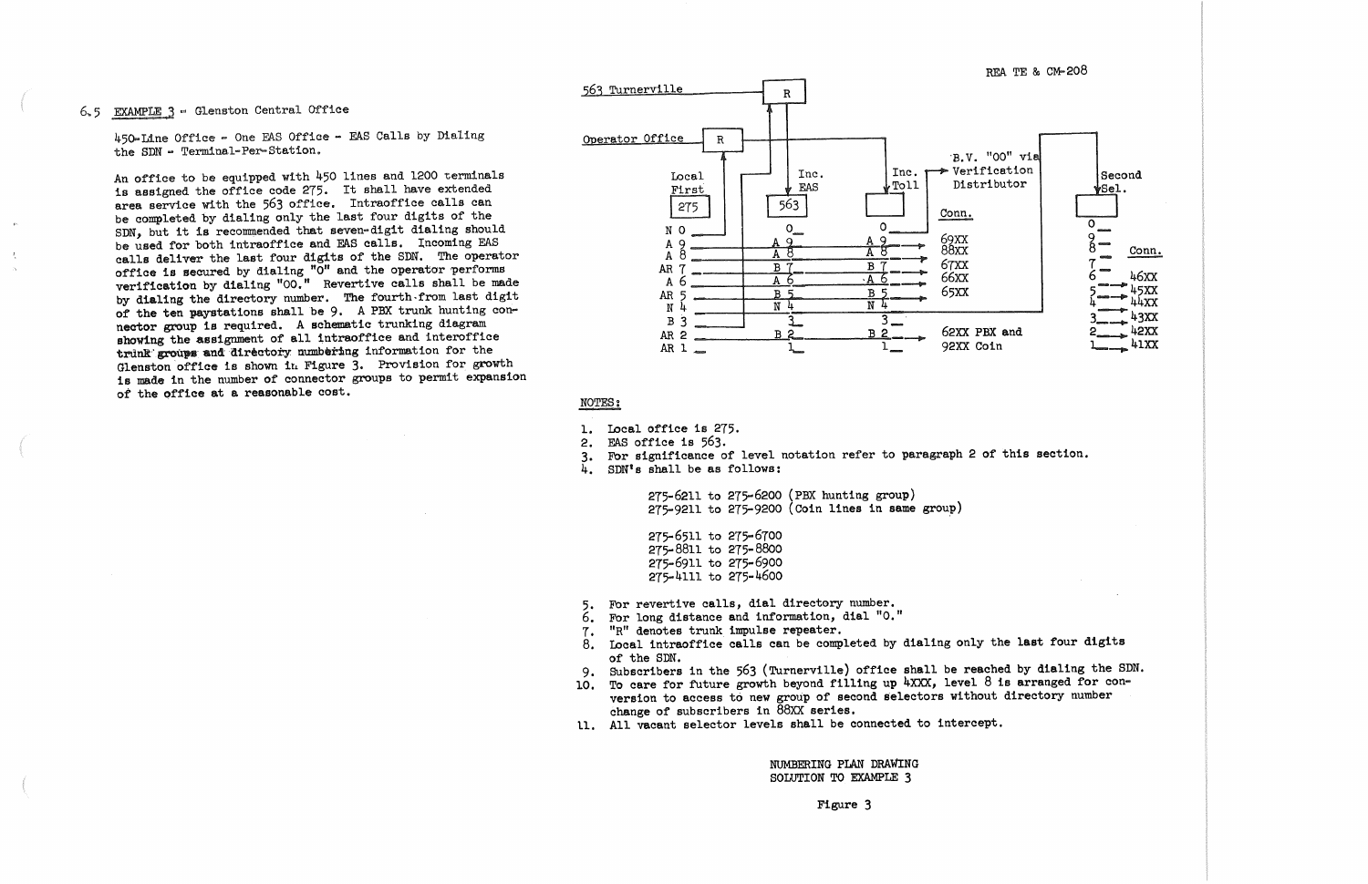6.5 EXAMPLE 3 - Glenston Central Office

450-Line Office - One EAS Office - EAS Calls by Dialing the SDN - Terminal-Per-Station.

An office to be equipped with 450 lines and 1200 terminals is assigned the office code 275. It shall have extended area service with the 563 office. Intraoffice calls can be completed by dialing only the last four digits of the SDN, but it is recommended that seven-digit dialing should be used for both intraoffice and EAS calls. Incoming EAS calls deliver the last four digits of the SDN. The operator office is secured by dialing "0" and the operator performs verification by dialing "00." Revertive calls shall be made by dialing the directory number. The fourth-from last digit of the ten paystations shall be 9. A PBX trunk hunting connector group is required. A schematic trunking diagram showing the assignment of all intraoffice and interoffice trunk groups and directory numbering information for the Glenston office is shown in Figure 3. Provision for growth is made in the number of connector groups to permit expansion of the office at a reasonable cost.

563 Turnerville — R

Operator Office — R

| Local First 275 | Inc. EAS 563 | Inc. Toll | Conn. |
|---|---|---|---|
| N 0 | 0 | 0 | B.V. "00" via Verification Distributor |
| A 9 | A 9 | A 9 | 69XX |
| A 8 | A 8 | A 8 | 88XX |
| AR 7 | B 7 | B 7 | 67XX |
| A 6 | A 6 | A 6 | 66XX |
| AR 5 | B 5 | B 5 | 65XX |
| N 4 | N 4 | N 4 | |
| B 3 | 3 | 3 | |
| AR 2 | B 2 | B 2 | 62XX PBX and 92XX Coin |
| AR 1 | 1 | 1 | |

| Second Sel. | Conn. |
|---|---|
| 0 | |
| 9 | |
| 8 | |
| 7 | |
| 6 | 46XX |
| 5 | 45XX |
| 4 | 44XX |
| 3 | 43XX |
| 2 | 42XX |
| 1 | 41XX |

NOTES:

1. Local office is 275.
2. EAS office is 563.
3. For significance of level notation refer to paragraph 2 of this section.
4. SDN's shall be as follows:

   275-6211 to 275-6200 (PBX hunting group)
   275-9211 to 275-9200 (Coin lines in same group)

   275-6511 to 275-6700
   275-8811 to 275-8800
   275-6911 to 275-6900
   275-4111 to 275-4600

5. For revertive calls, dial directory number.
6. For long distance and information, dial "0."
7. "R" denotes trunk impulse repeater.
8. Local intraoffice calls can be completed by dialing only the last four digits of the SDN.
9. Subscribers in the 563 (Turnerville) office shall be reached by dialing the SDN.
10. To care for future growth beyond filling up 4XXX, level 8 is arranged for conversion to access to new group of second selectors without directory number change of subscribers in 88XX series.
11. All vacant selector levels shall be connected to intercept.

NUMBERING PLAN DRAWING
SOLUTION TO EXAMPLE 3

Figure 3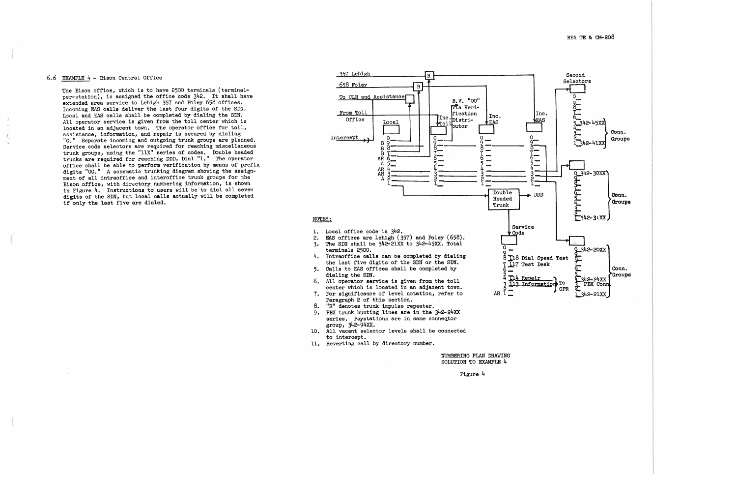## 6.6 EXAMPLE 4 - Bison Central Office

The Bison office, which is to have 2500 terminals (terminal-per-station), is assigned the office code 342. It shall have extended area service to Lehigh 357 and Foley 658 offices. Incoming EAS calls deliver the last four digits of the SDN. Local and EAS calls shall be completed by dialing the SDN. All operator service is given from the toll center which is located in an adjacent town. The operator office for toll, assistance, information, and repair is secured by dialing "0." Separate incoming and outgoing trunk groups are planned. Service code selectors are required for reaching miscellaneous trunk groups, using the "11X" series of codes. Double headed trunks are required for reaching DDD, Dial "1." The operator office shall be able to perform verification by means of prefix digits "00." A schematic trunking diagram showing the assignment of all intraoffice and interoffice trunk groups for the Bison office, with directory numbering information, is shown in Figure 4. Instructions to users will be to dial all seven digits of the SDN, but local calls actually will be completed if only the last five are dialed.

357 Lehigh

658 Foley

To CLR and Assistance

From Toll Office

Intercept

Local

Inc. Toll

B.V. "00" Via Verification Distributor

Inc. EAS

Inc. EAS

R

R

Double Headed Trunk

DDD

Service Code

Second Selectors

342-45XX

342-41XX

Conn. Groups

342-30XX

342-31XX

Conn. Groups

342-20XX

342-24XX PBX Conn.

342-21XX

Conn. Groups

118 Dial Speed Test

117 Test Desk

114 Repair

113 Information

To OPR

B 9, B 8, B 7, AR 6, A 5, AR 4, AR 3, A 2, 1

AR 1

NOTES:

1. Local office code is 342.
2. EAS offices are Lehigh (357) and Foley (658).
3. The SDN shall be 342-21XX to 342-45XX. Total terminals 2500.
4. Intraoffice calls can be completed by dialing the last five digits of the SDN or the SDN.
5. Calls to EAS offices shall be completed by dialing the SDN.
6. All operator service is given from the toll center which is located in an adjacent town.
7. For significance of level notation, refer to Paragraph 2 of this section.
8. "R" denotes trunk impulse repeater.
9. PBX trunk hunting lines are in the 342-24XX series. Paystations are in same connector group, 342-94XX.
10. All vacant selector levels shall be connected to intercept.
11. Reverting call by directory number.

NUMBERING PLAN DRAWING
SOLUTION TO EXAMPLE 4

Figure 4